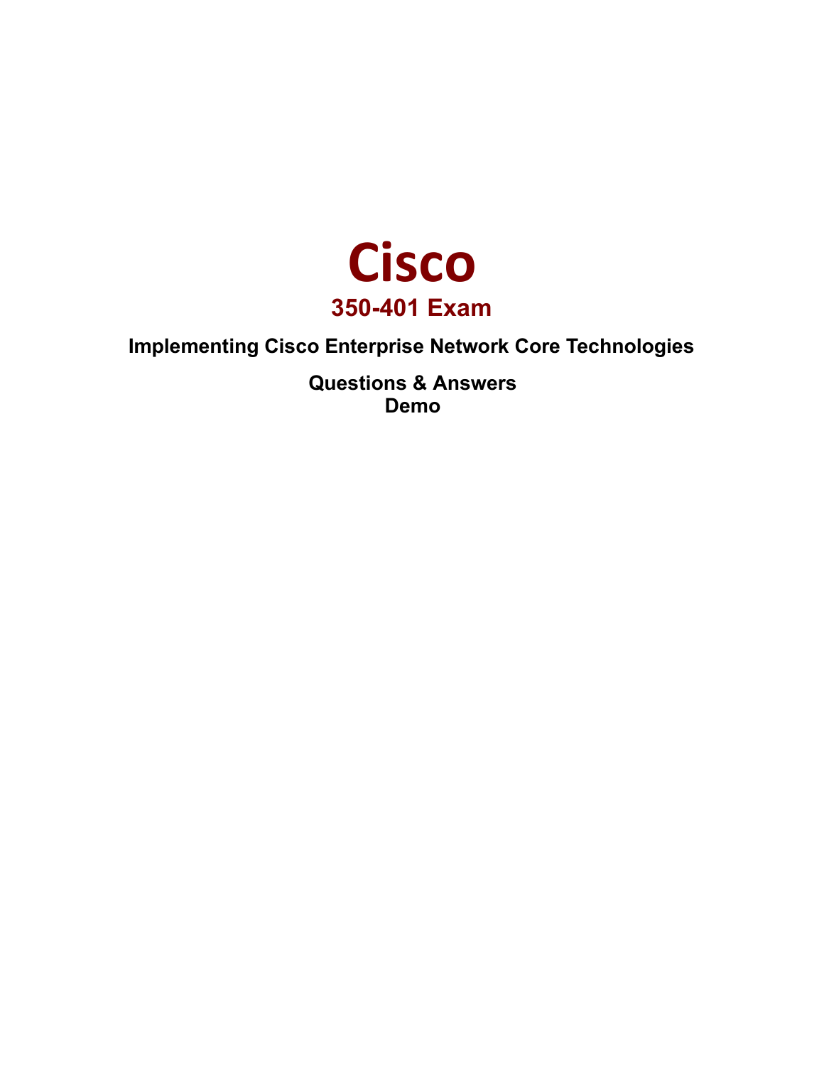# Cisco

## 350-401 Exam

### Implementing Cisco Enterprise Network Core Technologies

**Questions & Answers**
**Demo**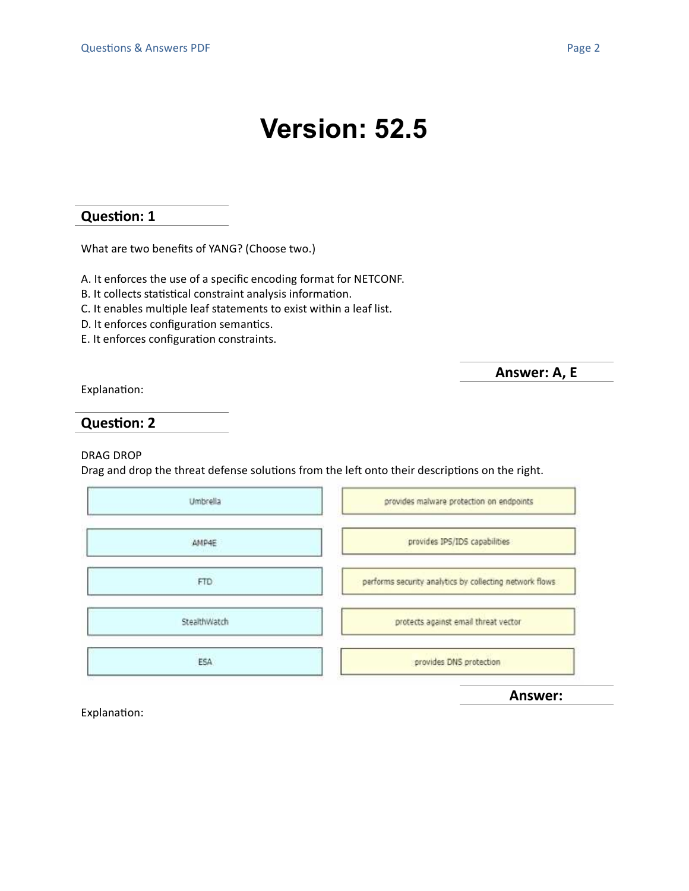# Version: 52.5

## Question: 1

What are two benefits of YANG? (Choose two.)

A. It enforces the use of a specific encoding format for NETCONF.
B. It collects statistical constraint analysis information.
C. It enables multiple leaf statements to exist within a leaf list.
D. It enforces configuration semantics.
E. It enforces configuration constraints.

**Answer: A, E**

Explanation:

## Question: 2

DRAG DROP

Drag and drop the threat defense solutions from the left onto their descriptions on the right.

| Solutions | Descriptions |
| --- | --- |
| Umbrella | provides malware protection on endpoints |
| AMP4E | provides IPS/IDS capabilities |
| FTD | performs security analytics by collecting network flows |
| StealthWatch | protects against email threat vector |
| ESA | provides DNS protection |

**Answer:**

Explanation: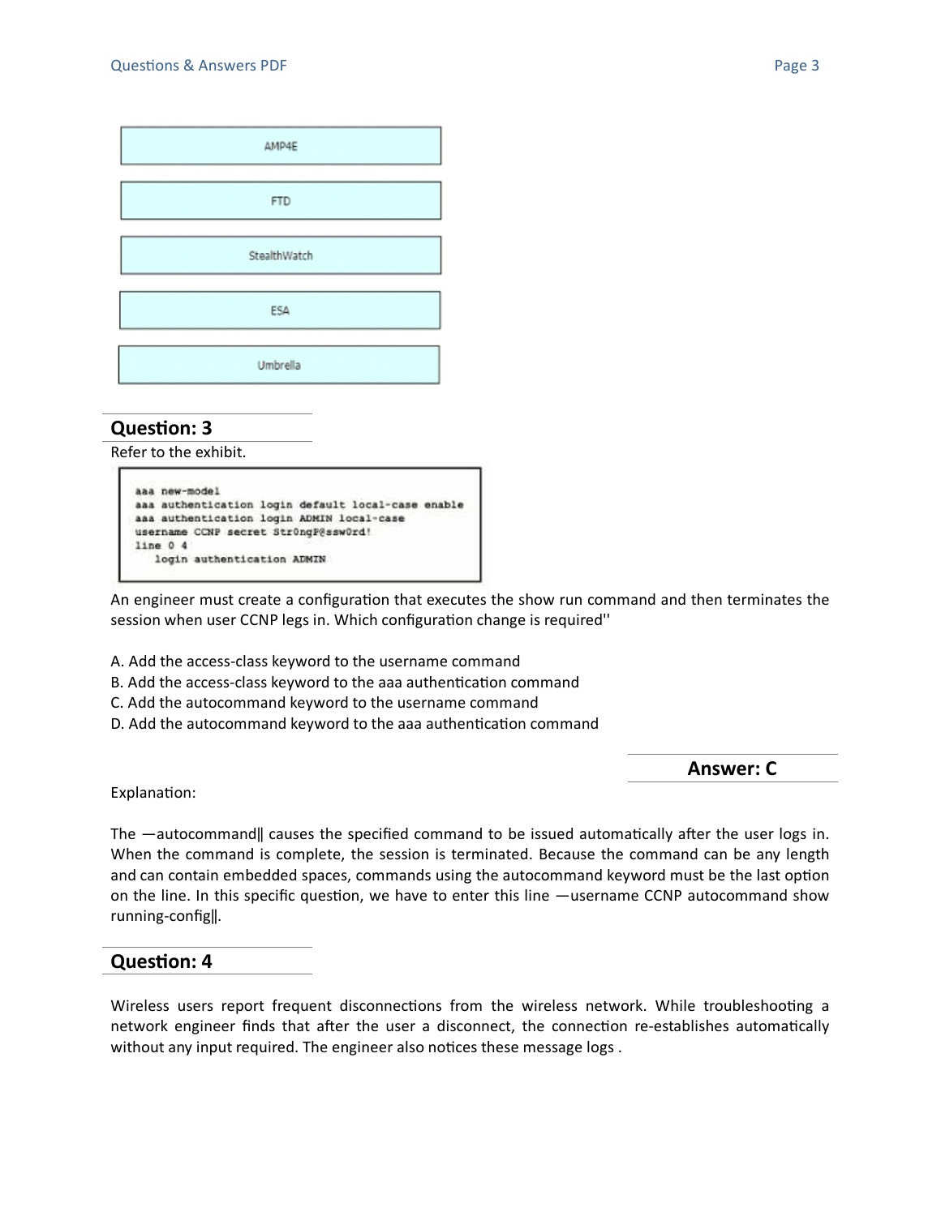AMP4E

FTD

StealthWatch

ESA

Umbrella

## Question: 3

Refer to the exhibit.

```
aaa new-model
aaa authentication login default local-case enable
aaa authentication login ADMIN local-case
username CCNP secret Str0ngP@ssw0rd!
line 0 4
   login authentication ADMIN
```

An engineer must create a configuration that executes the show run command and then terminates the session when user CCNP legs in. Which configuration change is required''

A. Add the access-class keyword to the username command
B. Add the access-class keyword to the aaa authentication command
C. Add the autocommand keyword to the username command
D. Add the autocommand keyword to the aaa authentication command

**Answer: C**

Explanation:

The ―autocommand‖ causes the specified command to be issued automatically after the user logs in. When the command is complete, the session is terminated. Because the command can be any length and can contain embedded spaces, commands using the autocommand keyword must be the last option on the line. In this specific question, we have to enter this line ―username CCNP autocommand show running-config‖.

## Question: 4

Wireless users report frequent disconnections from the wireless network. While troubleshooting a network engineer finds that after the user a disconnect, the connection re-establishes automatically without any input required. The engineer also notices these message logs .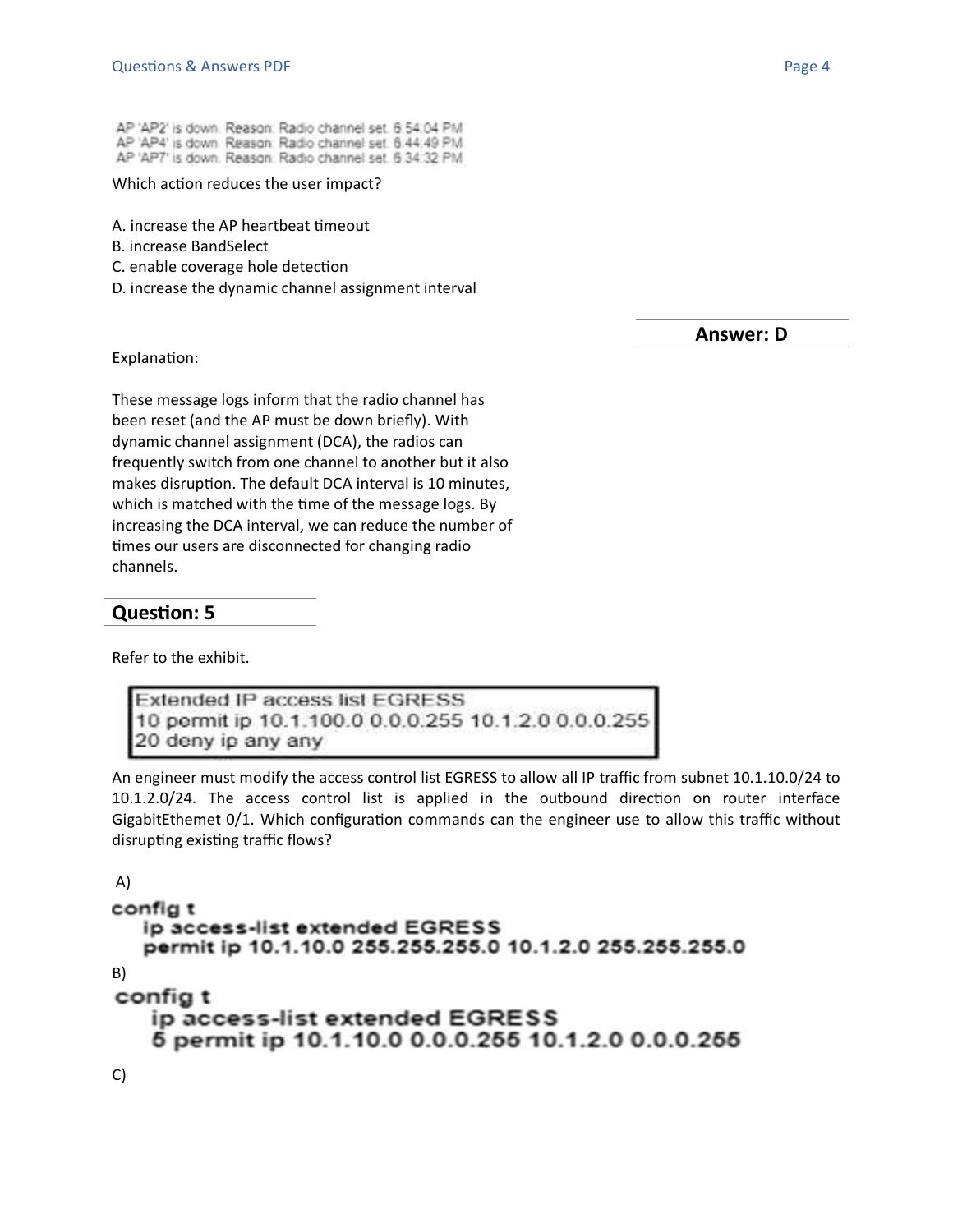```
AP 'AP2' is down. Reason: Radio channel set. 6:54:04 PM
AP 'AP4' is down. Reason: Radio channel set. 6:44:49 PM
AP 'AP7' is down. Reason: Radio channel set. 6:34:32 PM
```

Which action reduces the user impact?

A. increase the AP heartbeat timeout
B. increase BandSelect
C. enable coverage hole detection
D. increase the dynamic channel assignment interval

**Answer: D**

Explanation:

These message logs inform that the radio channel has been reset (and the AP must be down briefly). With dynamic channel assignment (DCA), the radios can frequently switch from one channel to another but it also makes disruption. The default DCA interval is 10 minutes, which is matched with the time of the message logs. By increasing the DCA interval, we can reduce the number of times our users are disconnected for changing radio channels.

## Question: 5

Refer to the exhibit.

```
Extended IP access list EGRESS
10 permit ip 10.1.100.0 0.0.0.255 10.1.2.0 0.0.0.255
20 deny ip any any
```

An engineer must modify the access control list EGRESS to allow all IP traffic from subnet 10.1.10.0/24 to 10.1.2.0/24. The access control list is applied in the outbound direction on router interface GigabitEthemet 0/1. Which configuration commands can the engineer use to allow this traffic without disrupting existing traffic flows?

A)

```
config t
   ip access-list extended EGRESS
   permit ip 10.1.10.0 255.255.255.0 10.1.2.0 255.255.255.0
```

B)

```
config t
   ip access-list extended EGRESS
   5 permit ip 10.1.10.0 0.0.0.255 10.1.2.0 0.0.0.255
```

C)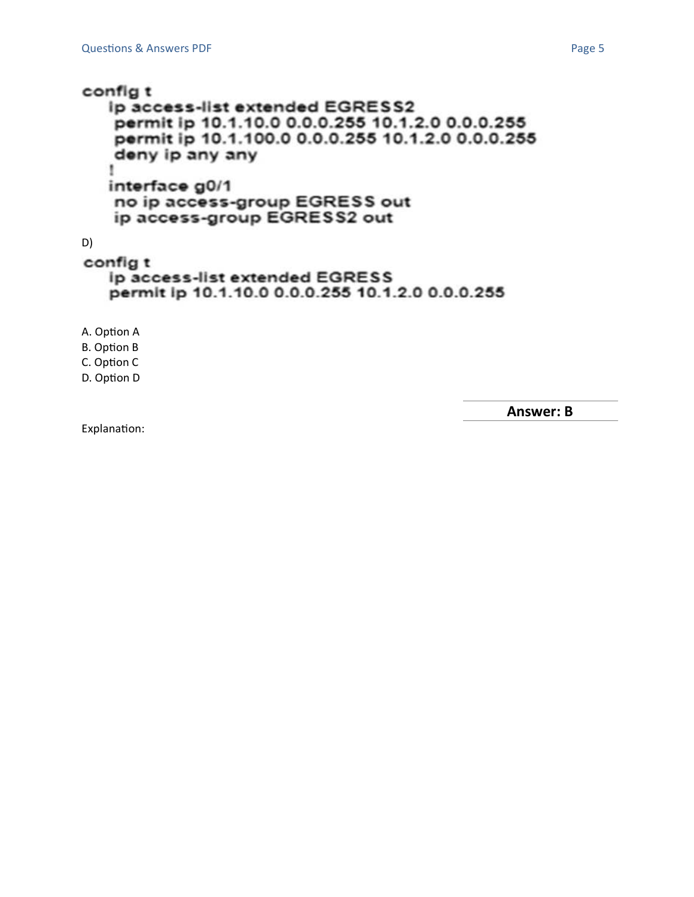```
config t
    ip access-list extended EGRESS2
     permit ip 10.1.10.0 0.0.0.255 10.1.2.0 0.0.0.255
     permit ip 10.1.100.0 0.0.0.255 10.1.2.0 0.0.0.255
     deny ip any any
    !
    interface g0/1
     no ip access-group EGRESS out
     ip access-group EGRESS2 out
```

D)

```
config t
    ip access-list extended EGRESS
    permit ip 10.1.10.0 0.0.0.255 10.1.2.0 0.0.0.255
```

A. Option A
B. Option B
C. Option C
D. Option D

**Answer: B**

Explanation: